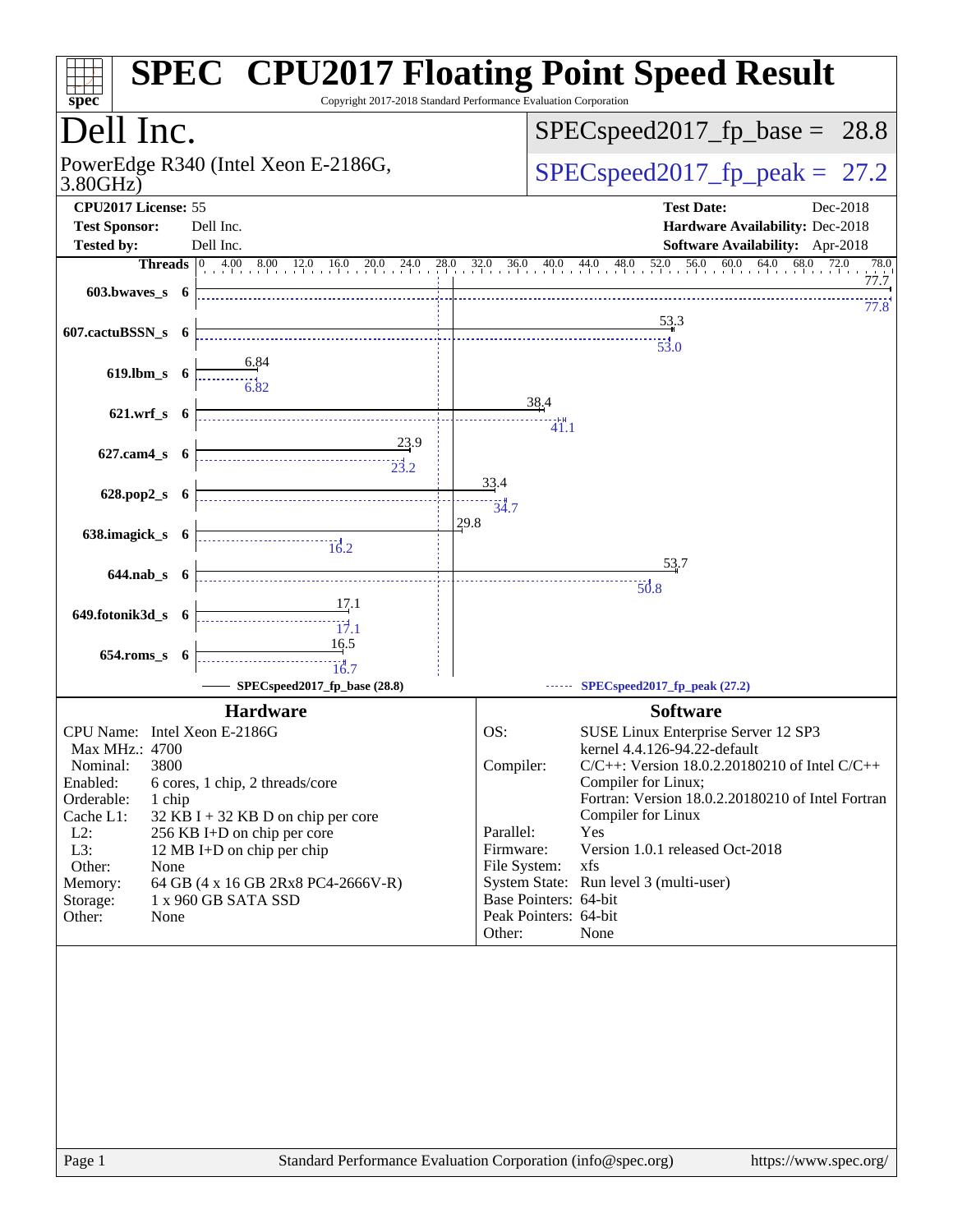# SPEC® CPU2017 Floating Point Speed Result

Copyright 2017-2018 Standard Performance Evaluation Corporation

## Dell Inc.

PowerEdge R340 (Intel Xeon E-2186G, 3.80GHz)

**SPECspeed2017_fp_base = 28.8**

**SPECspeed2017_fp_peak = 27.2**

| | | | |
|---|---|---|---|
| **CPU2017 License:** | 55 | **Test Date:** | Dec-2018 |
| **Test Sponsor:** | Dell Inc. | **Hardware Availability:** | Dec-2018 |
| **Tested by:** | Dell Inc. | **Software Availability:** | Apr-2018 |

| Benchmark | Threads | Base | Peak |
|---|---|---|---|
| 603.bwaves_s | 6 | 77.7 | 77.8 |
| 607.cactuBSSN_s | 6 | 53.3 | 53.0 |
| 619.lbm_s | 6 | 6.84 | 6.82 |
| 621.wrf_s | 6 | 38.4 | 41.1 |
| 627.cam4_s | 6 | 23.9 | 23.2 |
| 628.pop2_s | 6 | 33.4 | 34.7 |
| 638.imagick_s | 6 | 29.8 | 16.2 |
| 644.nab_s | 6 | 53.7 | 50.8 |
| 649.fotonik3d_s | 6 | 17.1 | 17.1 |
| 654.roms_s | 6 | 16.5 | 16.7 |

SPECspeed2017_fp_base (28.8) — SPECspeed2017_fp_peak (27.2)

### Hardware

| | |
|---|---|
| CPU Name: | Intel Xeon E-2186G |
| Max MHz.: | 4700 |
| Nominal: | 3800 |
| Enabled: | 6 cores, 1 chip, 2 threads/core |
| Orderable: | 1 chip |
| Cache L1: | 32 KB I + 32 KB D on chip per core |
| L2: | 256 KB I+D on chip per core |
| L3: | 12 MB I+D on chip per chip |
| Other: | None |
| Memory: | 64 GB (4 x 16 GB 2Rx8 PC4-2666V-R) |
| Storage: | 1 x 960 GB SATA SSD |
| Other: | None |

### Software

| | |
|---|---|
| OS: | SUSE Linux Enterprise Server 12 SP3 kernel 4.4.126-94.22-default |
| Compiler: | C/C++: Version 18.0.2.20180210 of Intel C/C++ Compiler for Linux; Fortran: Version 18.0.2.20180210 of Intel Fortran Compiler for Linux |
| Parallel: | Yes |
| Firmware: | Version 1.0.1 released Oct-2018 |
| File System: | xfs |
| System State: | Run level 3 (multi-user) |
| Base Pointers: | 64-bit |
| Peak Pointers: | 64-bit |
| Other: | None |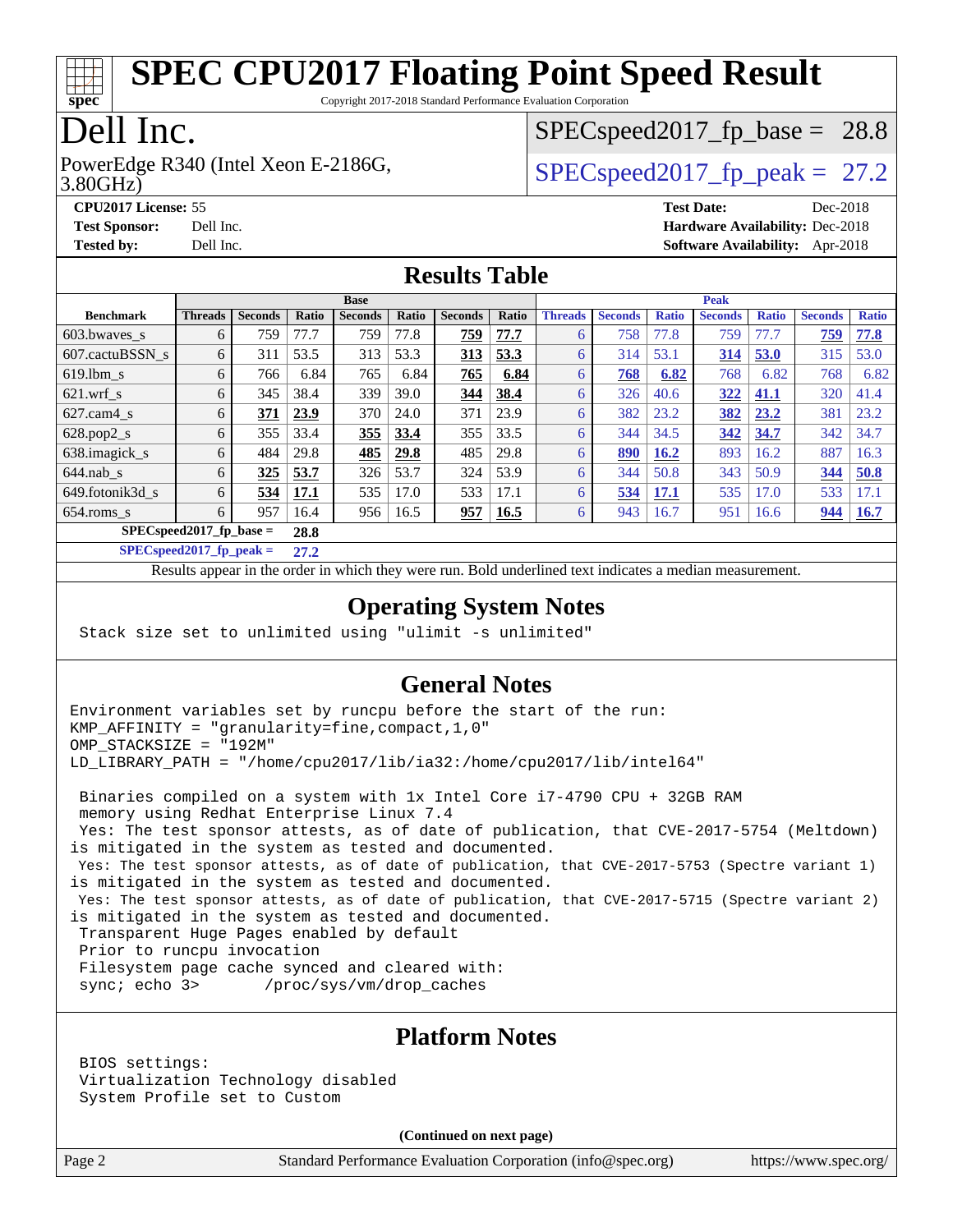# SPEC CPU2017 Floating Point Speed Result

Copyright 2017-2018 Standard Performance Evaluation Corporation

# Dell Inc.

PowerEdge R340 (Intel Xeon E-2186G, 3.80GHz)

SPECspeed2017_fp_base = 28.8

SPECspeed2017_fp_peak = 27.2

**CPU2017 License:** 55
**Test Sponsor:** Dell Inc.
**Tested by:** Dell Inc.

**Test Date:** Dec-2018
**Hardware Availability:** Dec-2018
**Software Availability:** Apr-2018

## Results Table

| | Base | | | | | | | Peak | | | | | | |
|---|---|---|---|---|---|---|---|---|---|---|---|---|---|---|
| **Benchmark** | **Threads** | **Seconds** | **Ratio** | **Seconds** | **Ratio** | **Seconds** | **Ratio** | **Threads** | **Seconds** | **Ratio** | **Seconds** | **Ratio** | **Seconds** | **Ratio** |
| 603.bwaves_s | 6 | 759 | 77.7 | 759 | 77.8 | **759** | **77.7** | 6 | 758 | 77.8 | 759 | 77.7 | **759** | **77.8** |
| 607.cactuBSSN_s | 6 | 311 | 53.5 | 313 | 53.3 | **313** | **53.3** | 6 | 314 | 53.1 | **314** | **53.0** | 315 | 53.0 |
| 619.lbm_s | 6 | 766 | 6.84 | 765 | 6.84 | **765** | **6.84** | 6 | **768** | **6.82** | 768 | 6.82 | 768 | 6.82 |
| 621.wrf_s | 6 | 345 | 38.4 | 339 | 39.0 | **344** | **38.4** | 6 | 326 | 40.6 | **322** | **41.1** | 320 | 41.4 |
| 627.cam4_s | 6 | **371** | **23.9** | 370 | 24.0 | 371 | 23.9 | 6 | 382 | 23.2 | **382** | **23.2** | 381 | 23.2 |
| 628.pop2_s | 6 | 355 | 33.4 | **355** | **33.4** | 355 | 33.5 | 6 | 344 | 34.5 | **342** | **34.7** | 342 | 34.7 |
| 638.imagick_s | 6 | 484 | 29.8 | **485** | **29.8** | 485 | 29.8 | 6 | **890** | **16.2** | 893 | 16.2 | 887 | 16.3 |
| 644.nab_s | 6 | **325** | **53.7** | 326 | 53.7 | 324 | 53.9 | 6 | 344 | 50.8 | 343 | 50.9 | **344** | **50.8** |
| 649.fotonik3d_s | 6 | **534** | **17.1** | 535 | 17.0 | 533 | 17.1 | 6 | **534** | **17.1** | 535 | 17.0 | 533 | 17.1 |
| 654.roms_s | 6 | 957 | 16.4 | 956 | 16.5 | **957** | **16.5** | 6 | 943 | 16.7 | 951 | 16.6 | **944** | **16.7** |

**SPECspeed2017_fp_base = 28.8**

**SPECspeed2017_fp_peak = 27.2**

Results appear in the order in which they were run. Bold underlined text indicates a median measurement.

## Operating System Notes

```
Stack size set to unlimited using "ulimit -s unlimited"
```

## General Notes

```
Environment variables set by runcpu before the start of the run:
KMP_AFFINITY = "granularity=fine,compact,1,0"
OMP_STACKSIZE = "192M"
LD_LIBRARY_PATH = "/home/cpu2017/lib/ia32:/home/cpu2017/lib/intel64"

 Binaries compiled on a system with 1x Intel Core i7-4790 CPU + 32GB RAM
 memory using Redhat Enterprise Linux 7.4
 Yes: The test sponsor attests, as of date of publication, that CVE-2017-5754 (Meltdown)
is mitigated in the system as tested and documented.
 Yes: The test sponsor attests, as of date of publication, that CVE-2017-5753 (Spectre variant 1)
is mitigated in the system as tested and documented.
 Yes: The test sponsor attests, as of date of publication, that CVE-2017-5715 (Spectre variant 2)
is mitigated in the system as tested and documented.
 Transparent Huge Pages enabled by default
 Prior to runcpu invocation
 Filesystem page cache synced and cleared with:
 sync; echo 3>       /proc/sys/vm/drop_caches
```

## Platform Notes

```
 BIOS settings:
 Virtualization Technology disabled
 System Profile set to Custom
```

(Continued on next page)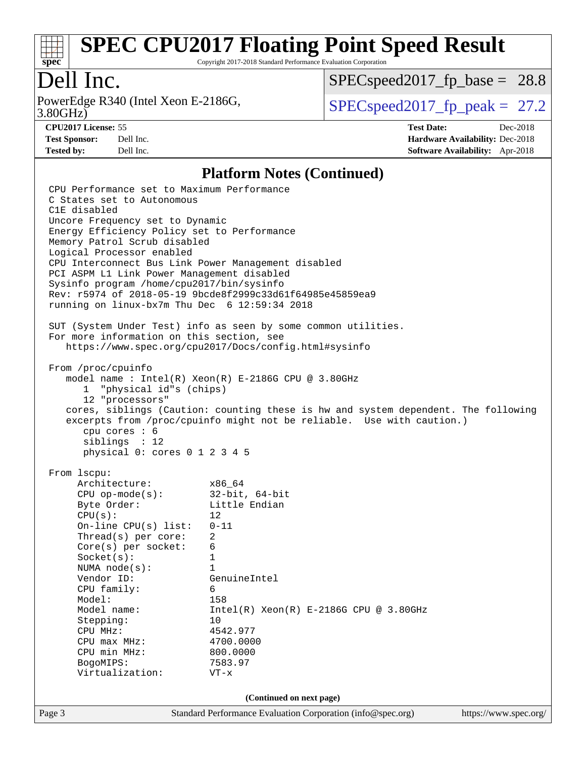## Platform Notes (Continued)

```
CPU Performance set to Maximum Performance
C States set to Autonomous
C1E disabled
Uncore Frequency set to Dynamic
Energy Efficiency Policy set to Performance
Memory Patrol Scrub disabled
Logical Processor enabled
CPU Interconnect Bus Link Power Management disabled
PCI ASPM L1 Link Power Management disabled
Sysinfo program /home/cpu2017/bin/sysinfo
Rev: r5974 of 2018-05-19 9bcde8f2999c33d61f64985e45859ea9
running on linux-bx7m Thu Dec  6 12:59:34 2018

SUT (System Under Test) info as seen by some common utilities.
For more information on this section, see
   https://www.spec.org/cpu2017/Docs/config.html#sysinfo

From /proc/cpuinfo
   model name : Intel(R) Xeon(R) E-2186G CPU @ 3.80GHz
      1  "physical id"s (chips)
      12 "processors"
   cores, siblings (Caution: counting these is hw and system dependent. The following
   excerpts from /proc/cpuinfo might not be reliable.  Use with caution.)
      cpu cores : 6
      siblings  : 12
      physical 0: cores 0 1 2 3 4 5

From lscpu:
     Architecture:          x86_64
     CPU op-mode(s):        32-bit, 64-bit
     Byte Order:            Little Endian
     CPU(s):                12
     On-line CPU(s) list:   0-11
     Thread(s) per core:    2
     Core(s) per socket:    6
     Socket(s):             1
     NUMA node(s):          1
     Vendor ID:             GenuineIntel
     CPU family:            6
     Model:                 158
     Model name:            Intel(R) Xeon(R) E-2186G CPU @ 3.80GHz
     Stepping:              10
     CPU MHz:               4542.977
     CPU max MHz:           4700.0000
     CPU min MHz:           800.0000
     BogoMIPS:              7583.97
     Virtualization:        VT-x
```

(Continued on next page)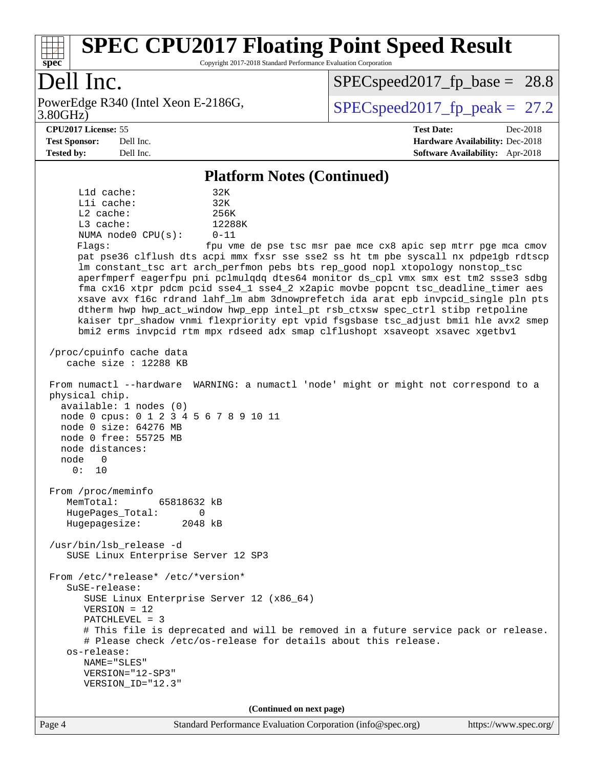# SPEC CPU2017 Floating Point Speed Result

Copyright 2017-2018 Standard Performance Evaluation Corporation

# Dell Inc.

PowerEdge R340 (Intel Xeon E-2186G, 3.80GHz)

SPECspeed2017_fp_base = 28.8

SPECspeed2017_fp_peak = 27.2

**CPU2017 License:** 55
**Test Sponsor:** Dell Inc.
**Tested by:** Dell Inc.

**Test Date:** Dec-2018
**Hardware Availability:** Dec-2018
**Software Availability:** Apr-2018

## Platform Notes (Continued)

```
     L1d cache:              32K
     L1i cache:              32K
     L2 cache:               256K
     L3 cache:               12288K
     NUMA node0 CPU(s):      0-11
     Flags:                  fpu vme de pse tsc msr pae mce cx8 apic sep mtrr pge mca cmov
     pat pse36 clflush dts acpi mmx fxsr sse sse2 ss ht tm pbe syscall nx pdpe1gb rdtscp
     lm constant_tsc art arch_perfmon pebs bts rep_good nopl xtopology nonstop_tsc
     aperfmperf eagerfpu pni pclmulqdq dtes64 monitor ds_cpl vmx smx est tm2 ssse3 sdbg
     fma cx16 xtpr pdcm pcid sse4_1 sse4_2 x2apic movbe popcnt tsc_deadline_timer aes
     xsave avx f16c rdrand lahf_lm abm 3dnowprefetch ida arat epb invpcid_single pln pts
     dtherm hwp hwp_act_window hwp_epp intel_pt rsb_ctxsw spec_ctrl stibp retpoline
     kaiser tpr_shadow vnmi flexpriority ept vpid fsgsbase tsc_adjust bmi1 hle avx2 smep
     bmi2 erms invpcid rtm mpx rdseed adx smap clflushopt xsaveopt xsavec xgetbv1

 /proc/cpuinfo cache data
    cache size : 12288 KB

 From numactl --hardware  WARNING: a numactl 'node' might or might not correspond to a
 physical chip.
   available: 1 nodes (0)
   node 0 cpus: 0 1 2 3 4 5 6 7 8 9 10 11
   node 0 size: 64276 MB
   node 0 free: 55725 MB
   node distances:
   node   0
     0:  10

 From /proc/meminfo
    MemTotal:       65818632 kB
    HugePages_Total:       0
    Hugepagesize:       2048 kB

 /usr/bin/lsb_release -d
    SUSE Linux Enterprise Server 12 SP3

 From /etc/*release* /etc/*version*
    SuSE-release:
       SUSE Linux Enterprise Server 12 (x86_64)
       VERSION = 12
       PATCHLEVEL = 3
       # This file is deprecated and will be removed in a future service pack or release.
       # Please check /etc/os-release for details about this release.
    os-release:
       NAME="SLES"
       VERSION="12-SP3"
       VERSION_ID="12.3"
```

(Continued on next page)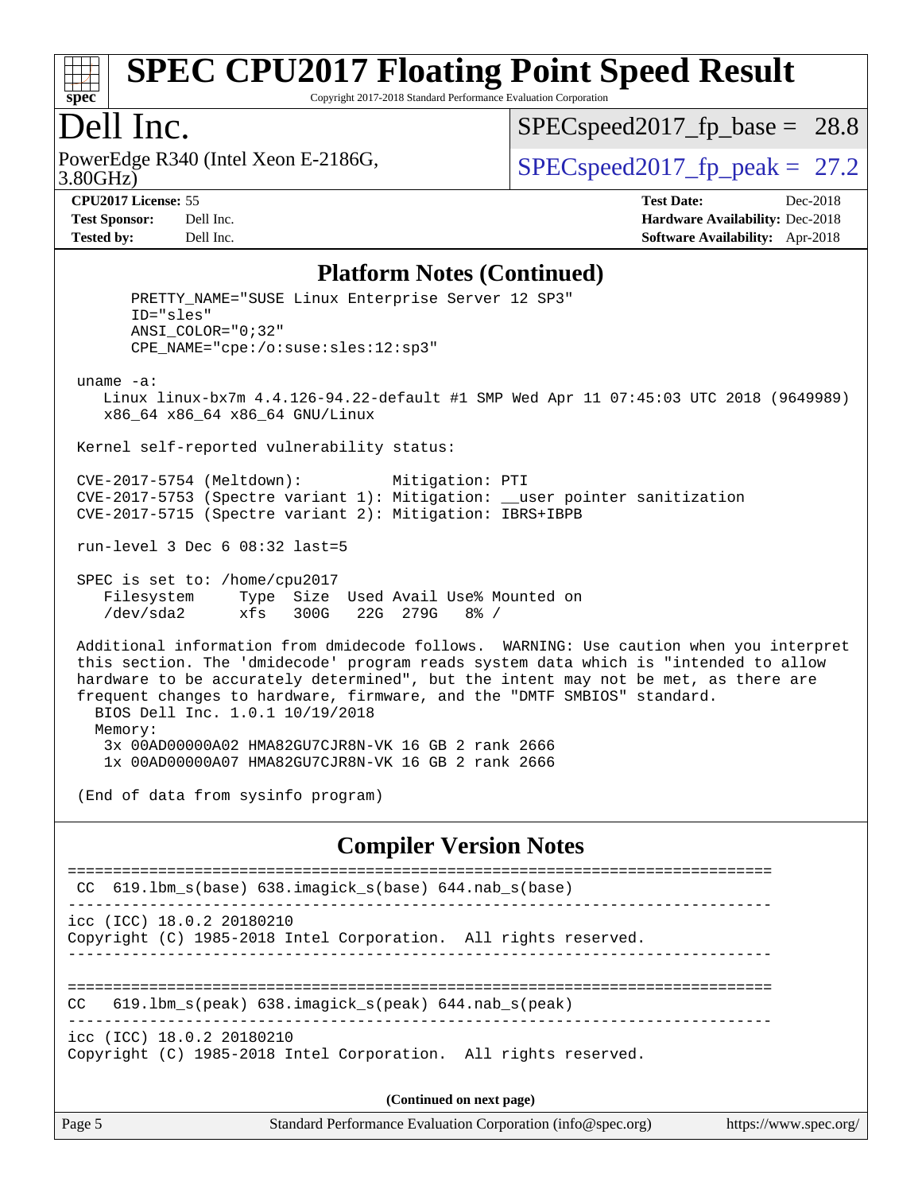# SPEC CPU2017 Floating Point Speed Result

Copyright 2017-2018 Standard Performance Evaluation Corporation

**Dell Inc.**

PowerEdge R340 (Intel Xeon E-2186G, 3.80GHz)

SPECspeed2017_fp_base = 28.8

SPECspeed2017_fp_peak = 27.2

**CPU2017 License:** 55
**Test Sponsor:** Dell Inc.
**Tested by:** Dell Inc.

**Test Date:** Dec-2018
**Hardware Availability:** Dec-2018
**Software Availability:** Apr-2018

## Platform Notes (Continued)

```
      PRETTY_NAME="SUSE Linux Enterprise Server 12 SP3"
      ID="sles"
      ANSI_COLOR="0;32"
      CPE_NAME="cpe:/o:suse:sles:12:sp3"

 uname -a:
    Linux linux-bx7m 4.4.126-94.22-default #1 SMP Wed Apr 11 07:45:03 UTC 2018 (9649989)
    x86_64 x86_64 x86_64 GNU/Linux

 Kernel self-reported vulnerability status:

 CVE-2017-5754 (Meltdown):          Mitigation: PTI
 CVE-2017-5753 (Spectre variant 1): Mitigation: __user pointer sanitization
 CVE-2017-5715 (Spectre variant 2): Mitigation: IBRS+IBPB

 run-level 3 Dec 6 08:32 last=5

 SPEC is set to: /home/cpu2017
    Filesystem     Type  Size  Used Avail Use% Mounted on
    /dev/sda2      xfs   300G   22G  279G   8% /

 Additional information from dmidecode follows.  WARNING: Use caution when you interpret
 this section. The 'dmidecode' program reads system data which is "intended to allow
 hardware to be accurately determined", but the intent may not be met, as there are
 frequent changes to hardware, firmware, and the "DMTF SMBIOS" standard.
   BIOS Dell Inc. 1.0.1 10/19/2018
   Memory:
    3x 00AD00000A02 HMA82GU7CJR8N-VK 16 GB 2 rank 2666
    1x 00AD00000A07 HMA82GU7CJR8N-VK 16 GB 2 rank 2666

 (End of data from sysinfo program)
```

## Compiler Version Notes

```
==============================================================================
 CC  619.lbm_s(base) 638.imagick_s(base) 644.nab_s(base)
------------------------------------------------------------------------------
icc (ICC) 18.0.2 20180210
Copyright (C) 1985-2018 Intel Corporation.  All rights reserved.
------------------------------------------------------------------------------

==============================================================================
CC   619.lbm_s(peak) 638.imagick_s(peak) 644.nab_s(peak)
------------------------------------------------------------------------------
icc (ICC) 18.0.2 20180210
Copyright (C) 1985-2018 Intel Corporation.  All rights reserved.
```

**(Continued on next page)**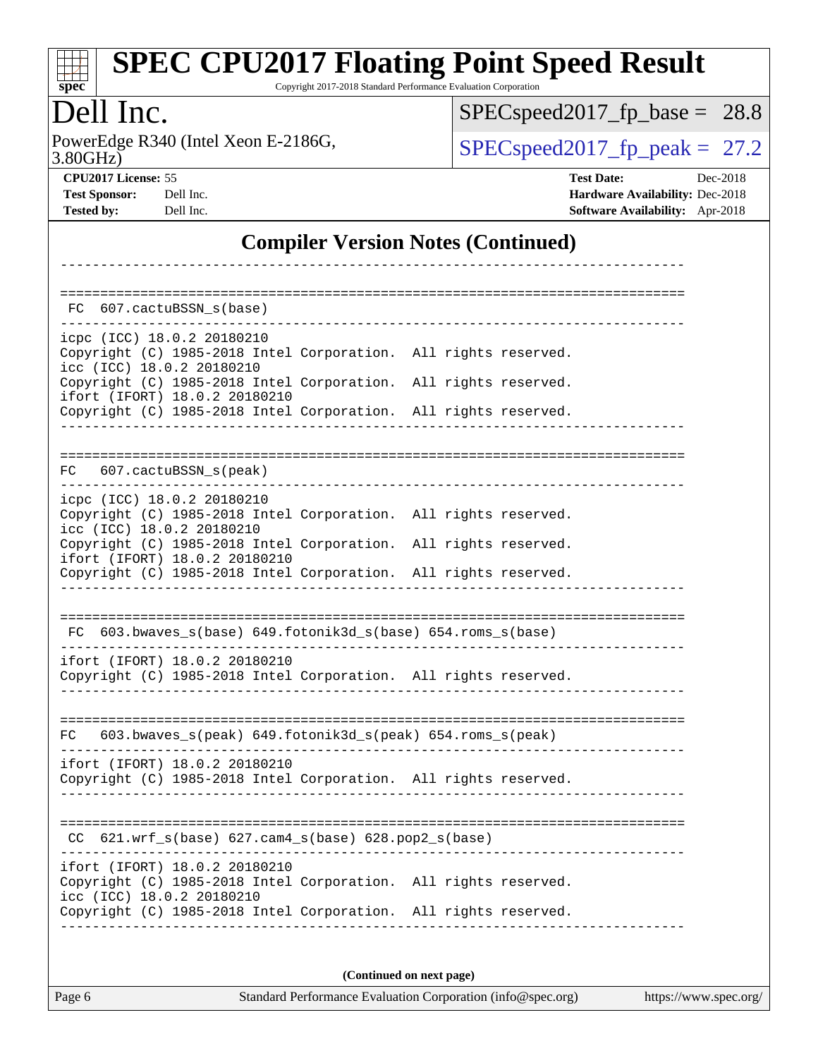# SPEC CPU2017 Floating Point Speed Result

Copyright 2017-2018 Standard Performance Evaluation Corporation

## Dell Inc.

PowerEdge R340 (Intel Xeon E-2186G, 3.80GHz)

SPECspeed2017_fp_base = 28.8

SPECspeed2017_fp_peak = 27.2

**CPU2017 License:** 55
**Test Sponsor:** Dell Inc.
**Tested by:** Dell Inc.

**Test Date:** Dec-2018
**Hardware Availability:** Dec-2018
**Software Availability:** Apr-2018

## Compiler Version Notes (Continued)

```
------------------------------------------------------------------------------

==============================================================================
 FC  607.cactuBSSN_s(base)
------------------------------------------------------------------------------
icpc (ICC) 18.0.2 20180210
Copyright (C) 1985-2018 Intel Corporation.  All rights reserved.
icc (ICC) 18.0.2 20180210
Copyright (C) 1985-2018 Intel Corporation.  All rights reserved.
ifort (IFORT) 18.0.2 20180210
Copyright (C) 1985-2018 Intel Corporation.  All rights reserved.
------------------------------------------------------------------------------

==============================================================================
FC   607.cactuBSSN_s(peak)
------------------------------------------------------------------------------
icpc (ICC) 18.0.2 20180210
Copyright (C) 1985-2018 Intel Corporation.  All rights reserved.
icc (ICC) 18.0.2 20180210
Copyright (C) 1985-2018 Intel Corporation.  All rights reserved.
ifort (IFORT) 18.0.2 20180210
Copyright (C) 1985-2018 Intel Corporation.  All rights reserved.
------------------------------------------------------------------------------

==============================================================================
 FC  603.bwaves_s(base) 649.fotonik3d_s(base) 654.roms_s(base)
------------------------------------------------------------------------------
ifort (IFORT) 18.0.2 20180210
Copyright (C) 1985-2018 Intel Corporation.  All rights reserved.
------------------------------------------------------------------------------

==============================================================================
FC   603.bwaves_s(peak) 649.fotonik3d_s(peak) 654.roms_s(peak)
------------------------------------------------------------------------------
ifort (IFORT) 18.0.2 20180210
Copyright (C) 1985-2018 Intel Corporation.  All rights reserved.
------------------------------------------------------------------------------

==============================================================================
 CC  621.wrf_s(base) 627.cam4_s(base) 628.pop2_s(base)
------------------------------------------------------------------------------
ifort (IFORT) 18.0.2 20180210
Copyright (C) 1985-2018 Intel Corporation.  All rights reserved.
icc (ICC) 18.0.2 20180210
Copyright (C) 1985-2018 Intel Corporation.  All rights reserved.
------------------------------------------------------------------------------
```

**(Continued on next page)**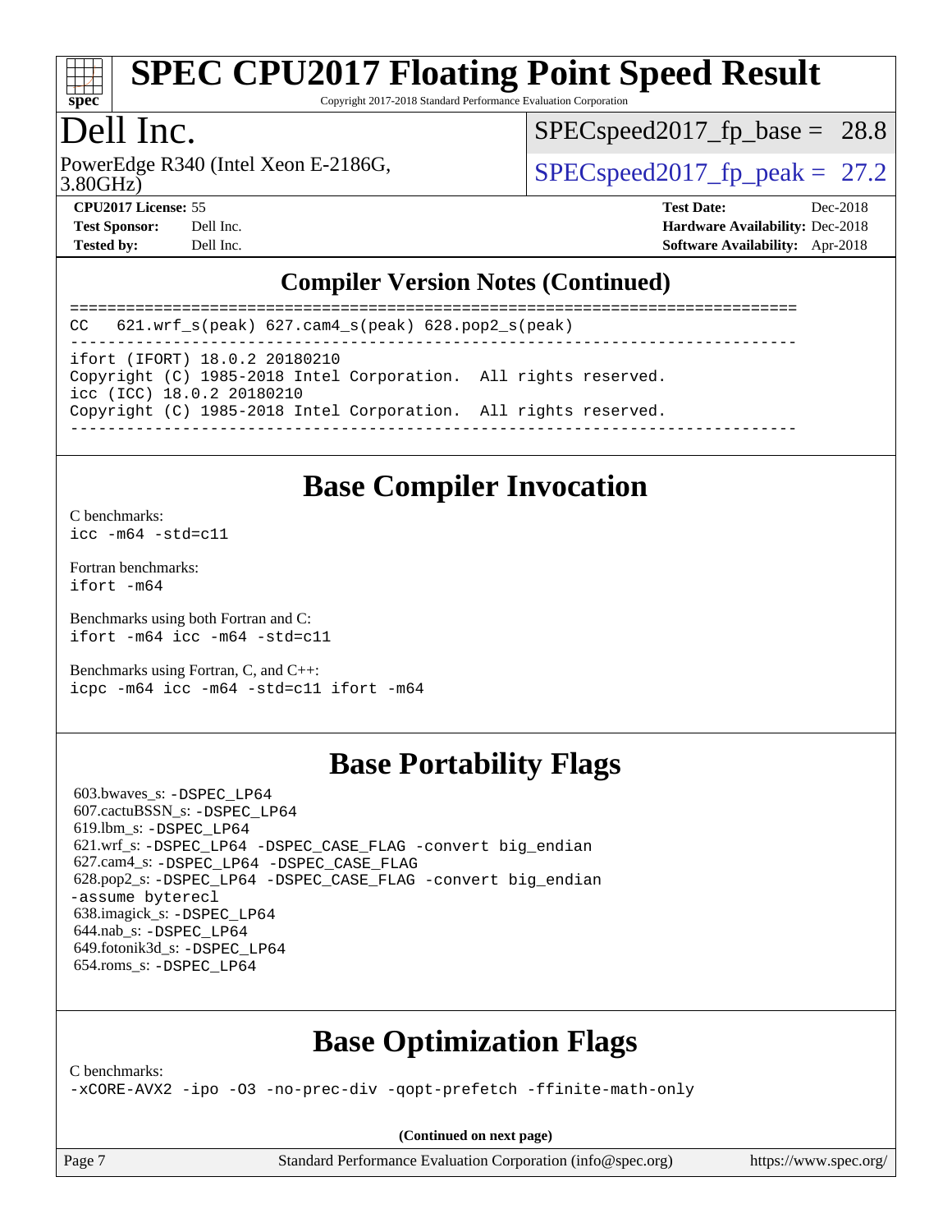# SPEC CPU2017 Floating Point Speed Result

Copyright 2017-2018 Standard Performance Evaluation Corporation

## Dell Inc.

PowerEdge R340 (Intel Xeon E-2186G, 3.80GHz)

SPECspeed2017_fp_base = 28.8

SPECspeed2017_fp_peak = 27.2

**CPU2017 License:** 55
**Test Sponsor:** Dell Inc.
**Tested by:** Dell Inc.

**Test Date:** Dec-2018
**Hardware Availability:** Dec-2018
**Software Availability:** Apr-2018

## Compiler Version Notes (Continued)

```
==============================================================================
CC   621.wrf_s(peak) 627.cam4_s(peak) 628.pop2_s(peak)
------------------------------------------------------------------------------
ifort (IFORT) 18.0.2 20180210
Copyright (C) 1985-2018 Intel Corporation.  All rights reserved.
icc (ICC) 18.0.2 20180210
Copyright (C) 1985-2018 Intel Corporation.  All rights reserved.
------------------------------------------------------------------------------
```

## Base Compiler Invocation

C benchmarks:
`icc -m64 -std=c11`

Fortran benchmarks:
`ifort -m64`

Benchmarks using both Fortran and C:
`ifort -m64 icc -m64 -std=c11`

Benchmarks using Fortran, C, and C++:
`icpc -m64 icc -m64 -std=c11 ifort -m64`

## Base Portability Flags

603.bwaves_s: `-DSPEC_LP64`
607.cactuBSSN_s: `-DSPEC_LP64`
619.lbm_s: `-DSPEC_LP64`
621.wrf_s: `-DSPEC_LP64 -DSPEC_CASE_FLAG -convert big_endian`
627.cam4_s: `-DSPEC_LP64 -DSPEC_CASE_FLAG`
628.pop2_s: `-DSPEC_LP64 -DSPEC_CASE_FLAG -convert big_endian -assume byterecl`
638.imagick_s: `-DSPEC_LP64`
644.nab_s: `-DSPEC_LP64`
649.fotonik3d_s: `-DSPEC_LP64`
654.roms_s: `-DSPEC_LP64`

## Base Optimization Flags

C benchmarks:
`-xCORE-AVX2 -ipo -O3 -no-prec-div -qopt-prefetch -ffinite-math-only`

**(Continued on next page)**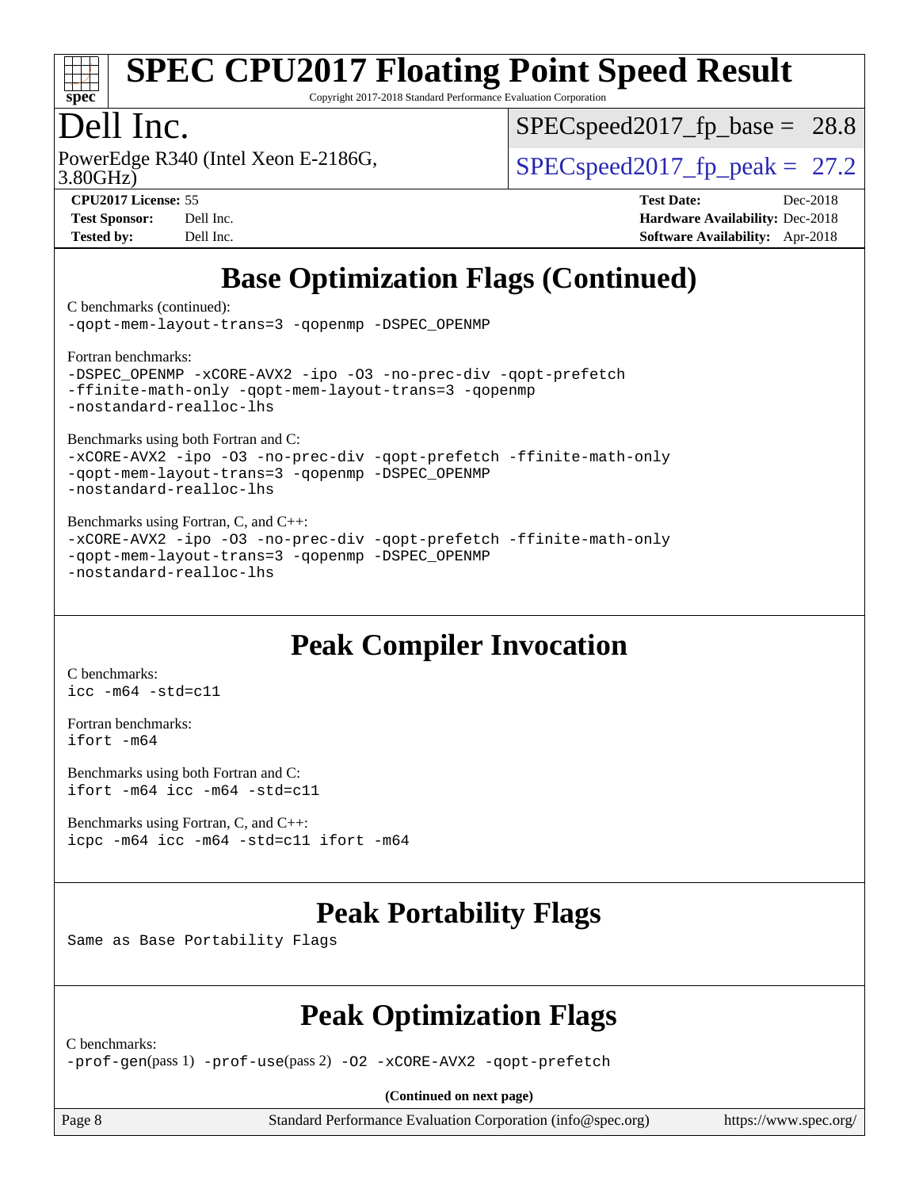# SPEC CPU2017 Floating Point Speed Result

Copyright 2017-2018 Standard Performance Evaluation Corporation

## Dell Inc.

PowerEdge R340 (Intel Xeon E-2186G, 3.80GHz)

SPECspeed2017_fp_base = 28.8

SPECspeed2017_fp_peak = 27.2

**CPU2017 License:** 55
**Test Sponsor:** Dell Inc.
**Tested by:** Dell Inc.

**Test Date:** Dec-2018
**Hardware Availability:** Dec-2018
**Software Availability:** Apr-2018

## Base Optimization Flags (Continued)

C benchmarks (continued):

```
-qopt-mem-layout-trans=3 -qopenmp -DSPEC_OPENMP
```

Fortran benchmarks:

```
-DSPEC_OPENMP -xCORE-AVX2 -ipo -O3 -no-prec-div -qopt-prefetch
-ffinite-math-only -qopt-mem-layout-trans=3 -qopenmp
-nostandard-realloc-lhs
```

Benchmarks using both Fortran and C:

```
-xCORE-AVX2 -ipo -O3 -no-prec-div -qopt-prefetch -ffinite-math-only
-qopt-mem-layout-trans=3 -qopenmp -DSPEC_OPENMP
-nostandard-realloc-lhs
```

Benchmarks using Fortran, C, and C++:

```
-xCORE-AVX2 -ipo -O3 -no-prec-div -qopt-prefetch -ffinite-math-only
-qopt-mem-layout-trans=3 -qopenmp -DSPEC_OPENMP
-nostandard-realloc-lhs
```

## Peak Compiler Invocation

C benchmarks:

```
icc -m64 -std=c11
```

Fortran benchmarks:

```
ifort -m64
```

Benchmarks using both Fortran and C:

```
ifort -m64 icc -m64 -std=c11
```

Benchmarks using Fortran, C, and C++:

```
icpc -m64 icc -m64 -std=c11 ifort -m64
```

## Peak Portability Flags

Same as Base Portability Flags

## Peak Optimization Flags

C benchmarks:

```
-prof-gen(pass 1) -prof-use(pass 2) -O2 -xCORE-AVX2 -qopt-prefetch
```

**(Continued on next page)**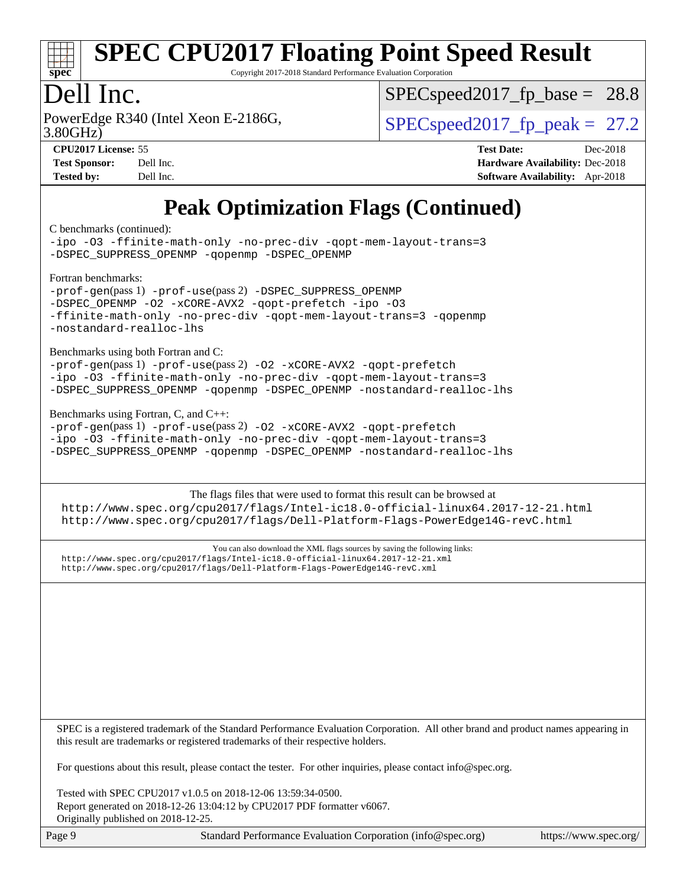# SPEC CPU2017 Floating Point Speed Result

Copyright 2017-2018 Standard Performance Evaluation Corporation

## Dell Inc.

PowerEdge R340 (Intel Xeon E-2186G, 3.80GHz)

SPECspeed2017_fp_base = 28.8

SPECspeed2017_fp_peak = 27.2

**CPU2017 License:** 55
**Test Sponsor:** Dell Inc.
**Tested by:** Dell Inc.

**Test Date:** Dec-2018
**Hardware Availability:** Dec-2018
**Software Availability:** Apr-2018

## Peak Optimization Flags (Continued)

C benchmarks (continued):
-ipo -O3 -ffinite-math-only -no-prec-div -qopt-mem-layout-trans=3 -DSPEC_SUPPRESS_OPENMP -qopenmp -DSPEC_OPENMP

Fortran benchmarks:
-prof-gen(pass 1) -prof-use(pass 2) -DSPEC_SUPPRESS_OPENMP -DSPEC_OPENMP -O2 -xCORE-AVX2 -qopt-prefetch -ipo -O3 -ffinite-math-only -no-prec-div -qopt-mem-layout-trans=3 -qopenmp -nostandard-realloc-lhs

Benchmarks using both Fortran and C:
-prof-gen(pass 1) -prof-use(pass 2) -O2 -xCORE-AVX2 -qopt-prefetch -ipo -O3 -ffinite-math-only -no-prec-div -qopt-mem-layout-trans=3 -DSPEC_SUPPRESS_OPENMP -qopenmp -DSPEC_OPENMP -nostandard-realloc-lhs

Benchmarks using Fortran, C, and C++:
-prof-gen(pass 1) -prof-use(pass 2) -O2 -xCORE-AVX2 -qopt-prefetch -ipo -O3 -ffinite-math-only -no-prec-div -qopt-mem-layout-trans=3 -DSPEC_SUPPRESS_OPENMP -qopenmp -DSPEC_OPENMP -nostandard-realloc-lhs

The flags files that were used to format this result can be browsed at
http://www.spec.org/cpu2017/flags/Intel-ic18.0-official-linux64.2017-12-21.html
http://www.spec.org/cpu2017/flags/Dell-Platform-Flags-PowerEdge14G-revC.html

You can also download the XML flags sources by saving the following links:
http://www.spec.org/cpu2017/flags/Intel-ic18.0-official-linux64.2017-12-21.xml
http://www.spec.org/cpu2017/flags/Dell-Platform-Flags-PowerEdge14G-revC.xml

SPEC is a registered trademark of the Standard Performance Evaluation Corporation. All other brand and product names appearing in this result are trademarks or registered trademarks of their respective holders.

For questions about this result, please contact the tester. For other inquiries, please contact info@spec.org.

Tested with SPEC CPU2017 v1.0.5 on 2018-12-06 13:59:34-0500.
Report generated on 2018-12-26 13:04:12 by CPU2017 PDF formatter v6067.
Originally published on 2018-12-25.